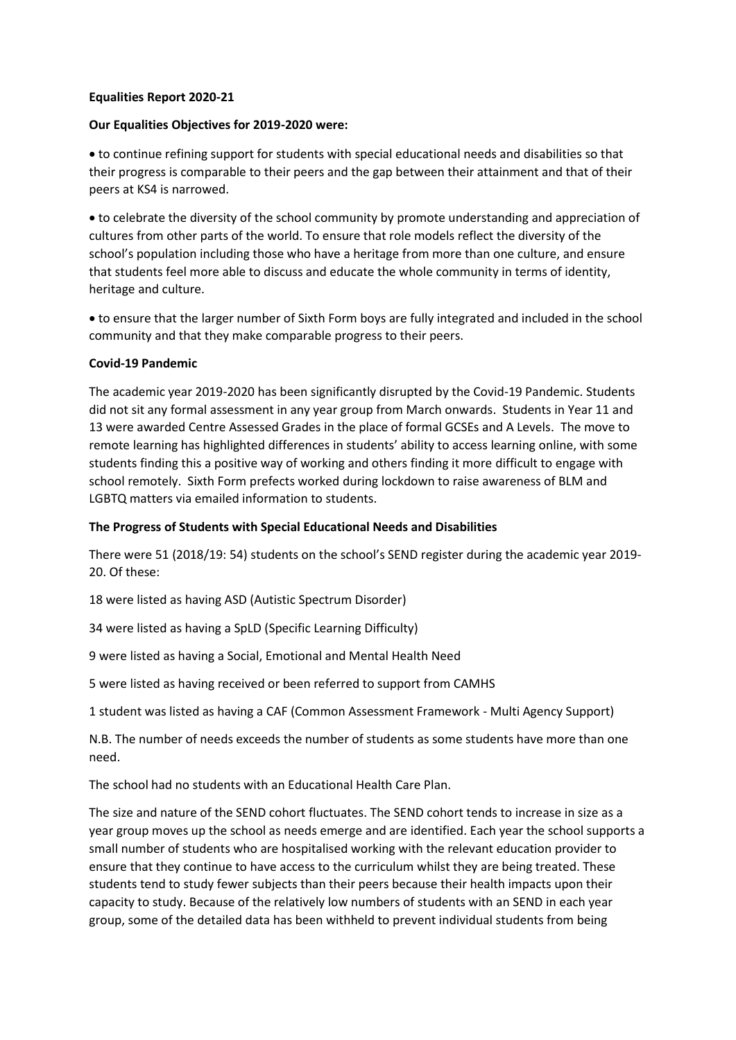**Equalities Report 2020-21**

**Our Equalities Objectives for 2019-2020 were:**

- to continue refining support for students with special educational needs and disabilities so that their progress is comparable to their peers and the gap between their attainment and that of their peers at KS4 is narrowed.

- to celebrate the diversity of the school community by promote understanding and appreciation of cultures from other parts of the world. To ensure that role models reflect the diversity of the school's population including those who have a heritage from more than one culture, and ensure that students feel more able to discuss and educate the whole community in terms of identity, heritage and culture.

- to ensure that the larger number of Sixth Form boys are fully integrated and included in the school community and that they make comparable progress to their peers.

**Covid-19 Pandemic**

The academic year 2019-2020 has been significantly disrupted by the Covid-19 Pandemic. Students did not sit any formal assessment in any year group from March onwards. Students in Year 11 and 13 were awarded Centre Assessed Grades in the place of formal GCSEs and A Levels. The move to remote learning has highlighted differences in students' ability to access learning online, with some students finding this a positive way of working and others finding it more difficult to engage with school remotely. Sixth Form prefects worked during lockdown to raise awareness of BLM and LGBTQ matters via emailed information to students.

**The Progress of Students with Special Educational Needs and Disabilities**

There were 51 (2018/19: 54) students on the school's SEND register during the academic year 2019-20. Of these:

18 were listed as having ASD (Autistic Spectrum Disorder)

34 were listed as having a SpLD (Specific Learning Difficulty)

9 were listed as having a Social, Emotional and Mental Health Need

5 were listed as having received or been referred to support from CAMHS

1 student was listed as having a CAF (Common Assessment Framework - Multi Agency Support)

N.B. The number of needs exceeds the number of students as some students have more than one need.

The school had no students with an Educational Health Care Plan.

The size and nature of the SEND cohort fluctuates. The SEND cohort tends to increase in size as a year group moves up the school as needs emerge and are identified. Each year the school supports a small number of students who are hospitalised working with the relevant education provider to ensure that they continue to have access to the curriculum whilst they are being treated. These students tend to study fewer subjects than their peers because their health impacts upon their capacity to study. Because of the relatively low numbers of students with an SEND in each year group, some of the detailed data has been withheld to prevent individual students from being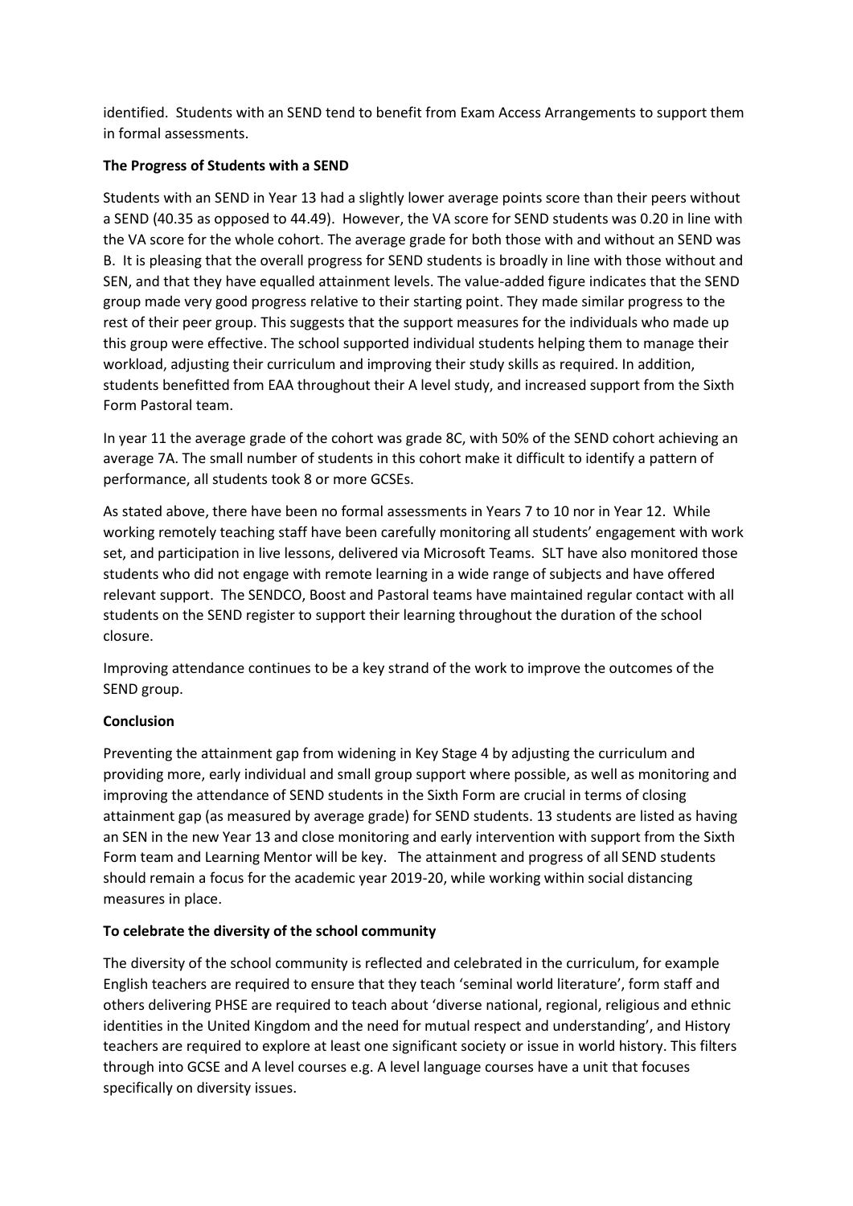identified. Students with an SEND tend to benefit from Exam Access Arrangements to support them in formal assessments.

**The Progress of Students with a SEND**

Students with an SEND in Year 13 had a slightly lower average points score than their peers without a SEND (40.35 as opposed to 44.49). However, the VA score for SEND students was 0.20 in line with the VA score for the whole cohort. The average grade for both those with and without an SEND was B. It is pleasing that the overall progress for SEND students is broadly in line with those without and SEN, and that they have equalled attainment levels. The value-added figure indicates that the SEND group made very good progress relative to their starting point. They made similar progress to the rest of their peer group. This suggests that the support measures for the individuals who made up this group were effective. The school supported individual students helping them to manage their workload, adjusting their curriculum and improving their study skills as required. In addition, students benefitted from EAA throughout their A level study, and increased support from the Sixth Form Pastoral team.

In year 11 the average grade of the cohort was grade 8C, with 50% of the SEND cohort achieving an average 7A. The small number of students in this cohort make it difficult to identify a pattern of performance, all students took 8 or more GCSEs.

As stated above, there have been no formal assessments in Years 7 to 10 nor in Year 12. While working remotely teaching staff have been carefully monitoring all students' engagement with work set, and participation in live lessons, delivered via Microsoft Teams. SLT have also monitored those students who did not engage with remote learning in a wide range of subjects and have offered relevant support. The SENDCO, Boost and Pastoral teams have maintained regular contact with all students on the SEND register to support their learning throughout the duration of the school closure.

Improving attendance continues to be a key strand of the work to improve the outcomes of the SEND group.

**Conclusion**

Preventing the attainment gap from widening in Key Stage 4 by adjusting the curriculum and providing more, early individual and small group support where possible, as well as monitoring and improving the attendance of SEND students in the Sixth Form are crucial in terms of closing attainment gap (as measured by average grade) for SEND students. 13 students are listed as having an SEN in the new Year 13 and close monitoring and early intervention with support from the Sixth Form team and Learning Mentor will be key. The attainment and progress of all SEND students should remain a focus for the academic year 2019-20, while working within social distancing measures in place.

**To celebrate the diversity of the school community**

The diversity of the school community is reflected and celebrated in the curriculum, for example English teachers are required to ensure that they teach 'seminal world literature', form staff and others delivering PHSE are required to teach about 'diverse national, regional, religious and ethnic identities in the United Kingdom and the need for mutual respect and understanding', and History teachers are required to explore at least one significant society or issue in world history. This filters through into GCSE and A level courses e.g. A level language courses have a unit that focuses specifically on diversity issues.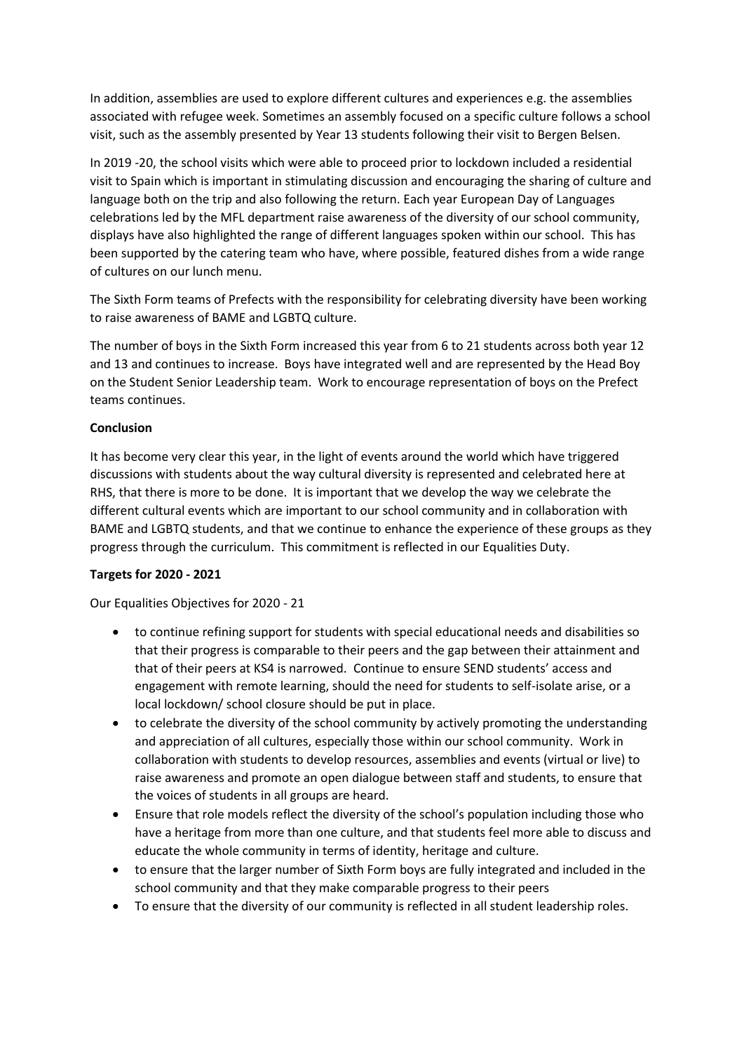In addition, assemblies are used to explore different cultures and experiences e.g. the assemblies associated with refugee week. Sometimes an assembly focused on a specific culture follows a school visit, such as the assembly presented by Year 13 students following their visit to Bergen Belsen.

In 2019 -20, the school visits which were able to proceed prior to lockdown included a residential visit to Spain which is important in stimulating discussion and encouraging the sharing of culture and language both on the trip and also following the return. Each year European Day of Languages celebrations led by the MFL department raise awareness of the diversity of our school community, displays have also highlighted the range of different languages spoken within our school. This has been supported by the catering team who have, where possible, featured dishes from a wide range of cultures on our lunch menu.

The Sixth Form teams of Prefects with the responsibility for celebrating diversity have been working to raise awareness of BAME and LGBTQ culture.

The number of boys in the Sixth Form increased this year from 6 to 21 students across both year 12 and 13 and continues to increase. Boys have integrated well and are represented by the Head Boy on the Student Senior Leadership team. Work to encourage representation of boys on the Prefect teams continues.

**Conclusion**

It has become very clear this year, in the light of events around the world which have triggered discussions with students about the way cultural diversity is represented and celebrated here at RHS, that there is more to be done. It is important that we develop the way we celebrate the different cultural events which are important to our school community and in collaboration with BAME and LGBTQ students, and that we continue to enhance the experience of these groups as they progress through the curriculum. This commitment is reflected in our Equalities Duty.

**Targets for 2020 - 2021**

Our Equalities Objectives for 2020 - 21

- to continue refining support for students with special educational needs and disabilities so that their progress is comparable to their peers and the gap between their attainment and that of their peers at KS4 is narrowed. Continue to ensure SEND students' access and engagement with remote learning, should the need for students to self-isolate arise, or a local lockdown/ school closure should be put in place.
- to celebrate the diversity of the school community by actively promoting the understanding and appreciation of all cultures, especially those within our school community. Work in collaboration with students to develop resources, assemblies and events (virtual or live) to raise awareness and promote an open dialogue between staff and students, to ensure that the voices of students in all groups are heard.
- Ensure that role models reflect the diversity of the school's population including those who have a heritage from more than one culture, and that students feel more able to discuss and educate the whole community in terms of identity, heritage and culture.
- to ensure that the larger number of Sixth Form boys are fully integrated and included in the school community and that they make comparable progress to their peers
- To ensure that the diversity of our community is reflected in all student leadership roles.